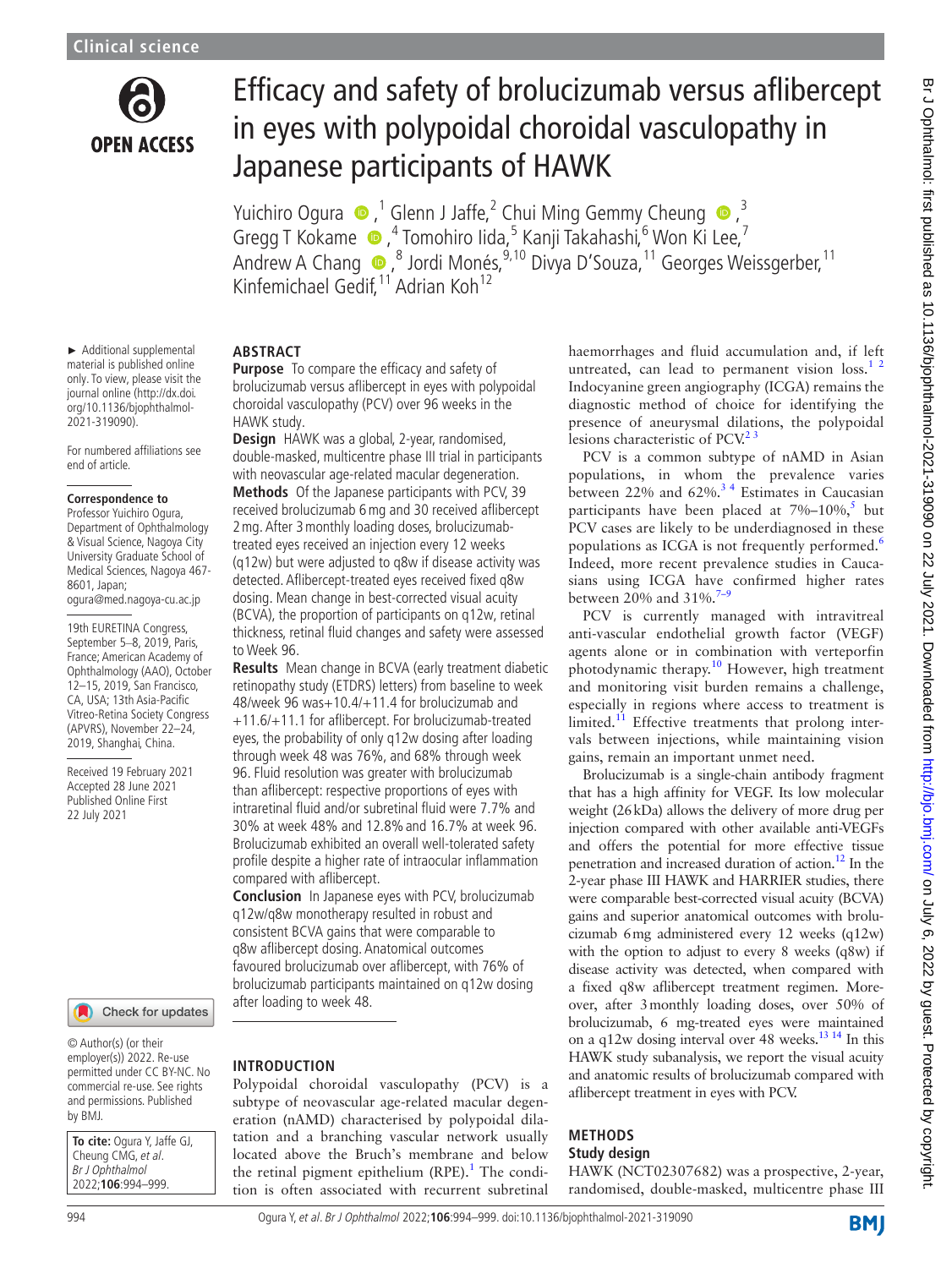# Efficacy and safety of brolucizumab versus aflibercept in eyes with polypoidal choroidal vasculopathy in Japanese participants of HAWK

Yuichiro Ogura,[1] Glenn J Jaffe,[2] Chui Ming Gemmy Cheung,[3] Gregg T Kokame,[4] Tomohiro Iida,[5] Kanji Takahashi,[6] Won Ki Lee,[7] Andrew A Chang,[8] Jordi Monés,[9,10] Divya D'Souza,[11] Georges Weissgerber,[11] Kinfemichael Gedif,[11] Adrian Koh[12]

► Additional supplemental material is published online only. To view, please visit the journal online (http://dx.doi.org/10.1136/bjophthalmol-2021-319090).

For numbered affiliations see end of article.

**Correspondence to**
Professor Yuichiro Ogura, Department of Ophthalmology & Visual Science, Nagoya City University Graduate School of Medical Sciences, Nagoya 467-8601, Japan; ogura@med.nagoya-cu.ac.jp

19th EURETINA Congress, September 5–8, 2019, Paris, France; American Academy of Ophthalmology (AAO), October 12–15, 2019, San Francisco, CA, USA; 13th Asia-Pacific Vitreo-Retina Society Congress (APVRS), November 22–24, 2019, Shanghai, China.

Received 19 February 2021
Accepted 28 June 2021
Published Online First 22 July 2021

© Author(s) (or their employer(s)) 2022. Re-use permitted under CC BY-NC. No commercial re-use. See rights and permissions. Published by BMJ.

**To cite:** Ogura Y, Jaffe GJ, Cheung CMG, *et al*. *Br J Ophthalmol* 2022;**106**:994–999.

## ABSTRACT

**Purpose** To compare the efficacy and safety of brolucizumab versus aflibercept in eyes with polypoidal choroidal vasculopathy (PCV) over 96 weeks in the HAWK study.

**Design** HAWK was a global, 2-year, randomised, double-masked, multicentre phase III trial in participants with neovascular age-related macular degeneration.

**Methods** Of the Japanese participants with PCV, 39 received brolucizumab 6 mg and 30 received aflibercept 2 mg. After 3 monthly loading doses, brolucizumab-treated eyes received an injection every 12 weeks (q12w) but were adjusted to q8w if disease activity was detected. Aflibercept-treated eyes received fixed q8w dosing. Mean change in best-corrected visual acuity (BCVA), the proportion of participants on q12w, retinal thickness, retinal fluid changes and safety were assessed to Week 96.

**Results** Mean change in BCVA (early treatment diabetic retinopathy study (ETDRS) letters) from baseline to week 48/week 96 was +10.4/+11.4 for brolucizumab and +11.6/+11.1 for aflibercept. For brolucizumab-treated eyes, the probability of only q12w dosing after loading through week 48 was 76%, and 68% through week 96. Fluid resolution was greater with brolucizumab than aflibercept: respective proportions of eyes with intraretinal fluid and/or subretinal fluid were 7.7% and 30% at week 48% and 12.8% and 16.7% at week 96. Brolucizumab exhibited an overall well-tolerated safety profile despite a higher rate of intraocular inflammation compared with aflibercept.

**Conclusion** In Japanese eyes with PCV, brolucizumab q12w/q8w monotherapy resulted in robust and consistent BCVA gains that were comparable to q8w aflibercept dosing. Anatomical outcomes favoured brolucizumab over aflibercept, with 76% of brolucizumab participants maintained on q12w dosing after loading to week 48.

## INTRODUCTION

Polypoidal choroidal vasculopathy (PCV) is a subtype of neovascular age-related macular degeneration (nAMD) characterised by polypoidal dilatation and a branching vascular network usually located above the Bruch's membrane and below the retinal pigment epithelium (RPE).[1] The condition is often associated with recurrent subretinal haemorrhages and fluid accumulation and, if left untreated, can lead to permanent vision loss.[1,2] Indocyanine green angiography (ICGA) remains the diagnostic method of choice for identifying the presence of aneurysmal dilations, the polypoidal lesions characteristic of PCV.[2,3]

PCV is a common subtype of nAMD in Asian populations, in whom the prevalence varies between 22% and 62%.[3,4] Estimates in Caucasian participants have been placed at 7%–10%,[5] but PCV cases are likely to be underdiagnosed in these populations as ICGA is not frequently performed.[6] Indeed, more recent prevalence studies in Caucasians using ICGA have confirmed higher rates between 20% and 31%.[7–9]

PCV is currently managed with intravitreal anti-vascular endothelial growth factor (VEGF) agents alone or in combination with verteporfin photodynamic therapy.[10] However, high treatment and monitoring visit burden remains a challenge, especially in regions where access to treatment is limited.[11] Effective treatments that prolong intervals between injections, while maintaining vision gains, remain an important unmet need.

Brolucizumab is a single-chain antibody fragment that has a high affinity for VEGF. Its low molecular weight (26 kDa) allows the delivery of more drug per injection compared with other available anti-VEGFs and offers the potential for more effective tissue penetration and increased duration of action.[12] In the 2-year phase III HAWK and HARRIER studies, there were comparable best-corrected visual acuity (BCVA) gains and superior anatomical outcomes with brolucizumab 6 mg administered every 12 weeks (q12w) with the option to adjust to every 8 weeks (q8w) if disease activity was detected, when compared with a fixed q8w aflibercept treatment regimen. Moreover, after 3 monthly loading doses, over 50% of brolucizumab, 6 mg-treated eyes were maintained on a q12w dosing interval over 48 weeks.[13,14] In this HAWK study subanalysis, we report the visual acuity and anatomic results of brolucizumab compared with aflibercept treatment in eyes with PCV.

## METHODS

### Study design

HAWK (NCT02307682) was a prospective, 2-year, randomised, double-masked, multicentre phase III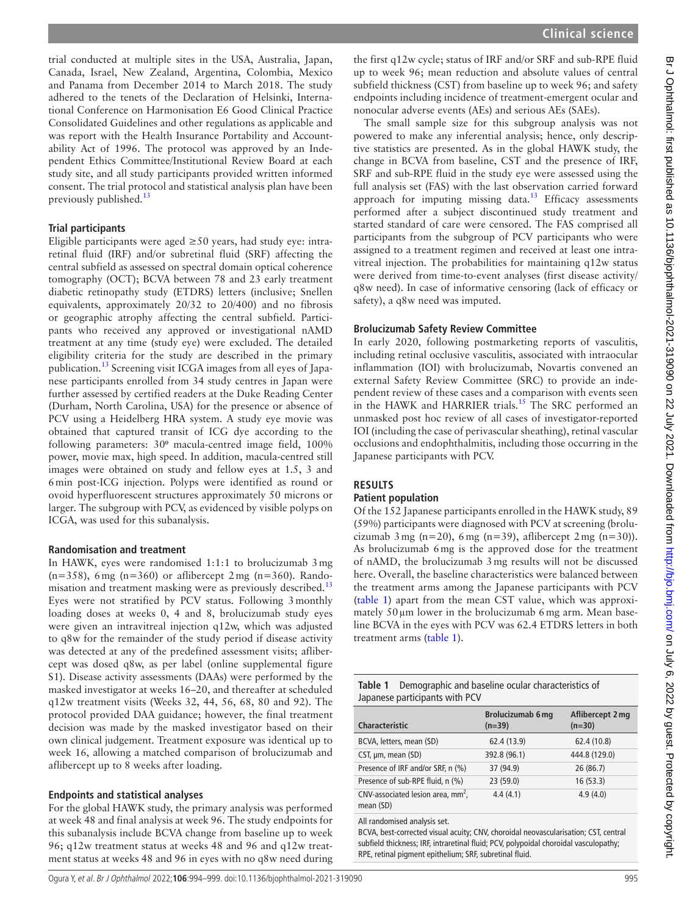trial conducted at multiple sites in the USA, Australia, Japan, Canada, Israel, New Zealand, Argentina, Colombia, Mexico and Panama from December 2014 to March 2018. The study adhered to the tenets of the Declaration of Helsinki, International Conference on Harmonisation E6 Good Clinical Practice Consolidated Guidelines and other regulations as applicable and was report with the Health Insurance Portability and Accountability Act of 1996. The protocol was approved by an Independent Ethics Committee/Institutional Review Board at each study site, and all study participants provided written informed consent. The trial protocol and statistical analysis plan have been previously published.[13]

### Trial participants

Eligible participants were aged ≥50 years, had study eye: intraretinal fluid (IRF) and/or subretinal fluid (SRF) affecting the central subfield as assessed on spectral domain optical coherence tomography (OCT); BCVA between 78 and 23 early treatment diabetic retinopathy study (ETDRS) letters (inclusive; Snellen equivalents, approximately 20/32 to 20/400) and no fibrosis or geographic atrophy affecting the central subfield. Participants who received any approved or investigational nAMD treatment at any time (study eye) were excluded. The detailed eligibility criteria for the study are described in the primary publication.[13] Screening visit ICGA images from all eyes of Japanese participants enrolled from 34 study centres in Japan were further assessed by certified readers at the Duke Reading Center (Durham, North Carolina, USA) for the presence or absence of PCV using a Heidelberg HRA system. A study eye movie was obtained that captured transit of ICG dye according to the following parameters: 30º macula-centred image field, 100% power, movie max, high speed. In addition, macula-centred still images were obtained on study and fellow eyes at 1.5, 3 and 6 min post-ICG injection. Polyps were identified as round or ovoid hyperfluorescent structures approximately 50 microns or larger. The subgroup with PCV, as evidenced by visible polyps on ICGA, was used for this subanalysis.

### Randomisation and treatment

In HAWK, eyes were randomised 1:1:1 to brolucizumab 3 mg (n=358), 6 mg (n=360) or aflibercept 2 mg (n=360). Randomisation and treatment masking were as previously described.[13] Eyes were not stratified by PCV status. Following 3 monthly loading doses at weeks 0, 4 and 8, brolucizumab study eyes were given an intravitreal injection q12w, which was adjusted to q8w for the remainder of the study period if disease activity was detected at any of the predefined assessment visits; aflibercept was dosed q8w, as per label (online supplemental figure S1). Disease activity assessments (DAAs) were performed by the masked investigator at weeks 16–20, and thereafter at scheduled q12w treatment visits (Weeks 32, 44, 56, 68, 80 and 92). The protocol provided DAA guidance; however, the final treatment decision was made by the masked investigator based on their own clinical judgement. Treatment exposure was identical up to week 16, allowing a matched comparison of brolucizumab and aflibercept up to 8 weeks after loading.

### Endpoints and statistical analyses

For the global HAWK study, the primary analysis was performed at week 48 and final analysis at week 96. The study endpoints for this subanalysis include BCVA change from baseline up to week 96; q12w treatment status at weeks 48 and 96 and q12w treatment status at weeks 48 and 96 in eyes with no q8w need during the first q12w cycle; status of IRF and/or SRF and sub-RPE fluid up to week 96; mean reduction and absolute values of central subfield thickness (CST) from baseline up to week 96; and safety endpoints including incidence of treatment-emergent ocular and nonocular adverse events (AEs) and serious AEs (SAEs).

The small sample size for this subgroup analysis was not powered to make any inferential analysis; hence, only descriptive statistics are presented. As in the global HAWK study, the change in BCVA from baseline, CST and the presence of IRF, SRF and sub-RPE fluid in the study eye were assessed using the full analysis set (FAS) with the last observation carried forward approach for imputing missing data.[13] Efficacy assessments performed after a subject discontinued study treatment and started standard of care were censored. The FAS comprised all participants from the subgroup of PCV participants who were assigned to a treatment regimen and received at least one intravitreal injection. The probabilities for maintaining q12w status were derived from time-to-event analyses (first disease activity/q8w need). In case of informative censoring (lack of efficacy or safety), a q8w need was imputed.

### Brolucizumab Safety Review Committee

In early 2020, following postmarketing reports of vasculitis, including retinal occlusive vasculitis, associated with intraocular inflammation (IOI) with brolucizumab, Novartis convened an external Safety Review Committee (SRC) to provide an independent review of these cases and a comparison with events seen in the HAWK and HARRIER trials.[15] The SRC performed an unmasked post hoc review of all cases of investigator-reported IOI (including the case of perivascular sheathing), retinal vascular occlusions and endophthalmitis, including those occurring in the Japanese participants with PCV.

## RESULTS

### Patient population

Of the 152 Japanese participants enrolled in the HAWK study, 89 (59%) participants were diagnosed with PCV at screening (brolucizumab 3 mg (n=20), 6 mg (n=39), aflibercept 2 mg (n=30)). As brolucizumab 6 mg is the approved dose for the treatment of nAMD, the brolucizumab 3 mg results will not be discussed here. Overall, the baseline characteristics were balanced between the treatment arms among the Japanese participants with PCV (table 1) apart from the mean CST value, which was approximately 50 µm lower in the brolucizumab 6 mg arm. Mean baseline BCVA in the eyes with PCV was 62.4 ETDRS letters in both treatment arms (table 1).

**Table 1** Demographic and baseline ocular characteristics of Japanese participants with PCV

| Characteristic | Brolucizumab 6 mg (n=39) | Aflibercept 2 mg (n=30) |
|---|---|---|
| BCVA, letters, mean (SD) | 62.4 (13.9) | 62.4 (10.8) |
| CST, µm, mean (SD) | 392.8 (96.1) | 444.8 (129.0) |
| Presence of IRF and/or SRF, n (%) | 37 (94.9) | 26 (86.7) |
| Presence of sub-RPE fluid, n (%) | 23 (59.0) | 16 (53.3) |
| CNV-associated lesion area, mm², mean (SD) | 4.4 (4.1) | 4.9 (4.0) |

All randomised analysis set.

BCVA, best-corrected visual acuity; CNV, choroidal neovascularisation; CST, central subfield thickness; IRF, intraretinal fluid; PCV, polypoidal choroidal vasculopathy; RPE, retinal pigment epithelium; SRF, subretinal fluid.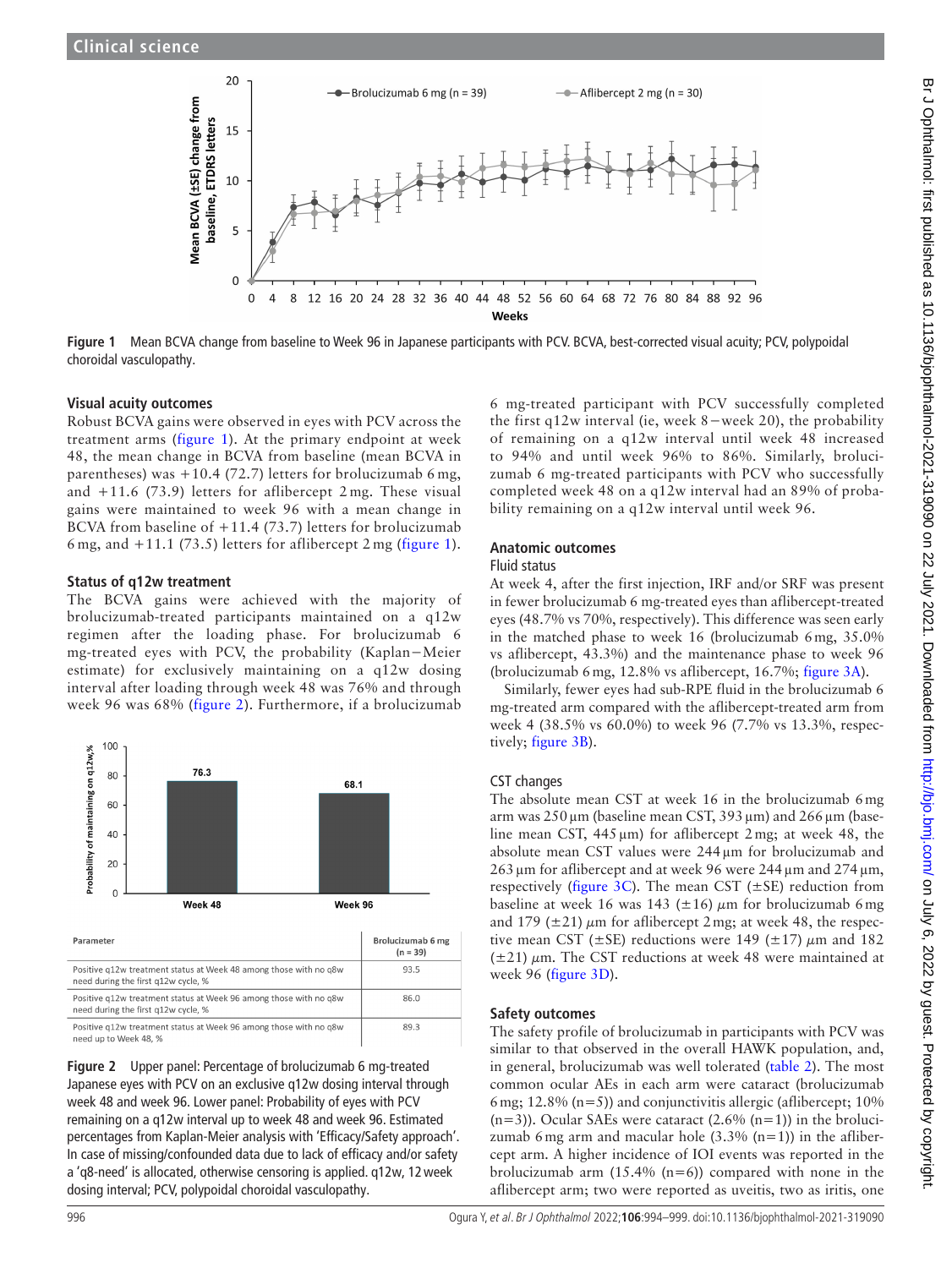Figure 1 Mean BCVA change from baseline to Week 96 in Japanese participants with PCV. BCVA, best-corrected visual acuity; PCV, polypoidal choroidal vasculopathy.

### Visual acuity outcomes

Robust BCVA gains were observed in eyes with PCV across the treatment arms (figure 1). At the primary endpoint at week 48, the mean change in BCVA from baseline (mean BCVA in parentheses) was +10.4 (72.7) letters for brolucizumab 6 mg, and +11.6 (73.9) letters for aflibercept 2 mg. These visual gains were maintained to week 96 with a mean change in BCVA from baseline of +11.4 (73.7) letters for brolucizumab 6 mg, and +11.1 (73.5) letters for aflibercept 2 mg (figure 1).

### Status of q12w treatment

The BCVA gains were achieved with the majority of brolucizumab-treated participants maintained on a q12w regimen after the loading phase. For brolucizumab 6 mg-treated eyes with PCV, the probability (Kaplan−Meier estimate) for exclusively maintaining on a q12w dosing interval after loading through week 48 was 76% and through week 96 was 68% (figure 2). Furthermore, if a brolucizumab 6 mg-treated participant with PCV successfully completed the first q12w interval (ie, week 8−week 20), the probability of remaining on a q12w interval until week 48 increased to 94% and until week 96% to 86%. Similarly, brolucizumab 6 mg-treated participants with PCV who successfully completed week 48 on a q12w interval had an 89% of probability remaining on a q12w interval until week 96.

| Parameter | Brolucizumab 6 mg (n = 39) |
|---|---|
| Positive q12w treatment status at Week 48 among those with no q8w need during the first q12w cycle, % | 93.5 |
| Positive q12w treatment status at Week 96 among those with no q8w need during the first q12w cycle, % | 86.0 |
| Positive q12w treatment status at Week 96 among those with no q8w need up to Week 48, % | 89.3 |

Figure 2 Upper panel: Percentage of brolucizumab 6 mg-treated Japanese eyes with PCV on an exclusive q12w dosing interval through week 48 and week 96. Lower panel: Probability of eyes with PCV remaining on a q12w interval up to week 48 and week 96. Estimated percentages from Kaplan-Meier analysis with 'Efficacy/Safety approach'. In case of missing/confounded data due to lack of efficacy and/or safety a 'q8-need' is allocated, otherwise censoring is applied. q12w, 12 week dosing interval; PCV, polypoidal choroidal vasculopathy.

### Anatomic outcomes

#### Fluid status

At week 4, after the first injection, IRF and/or SRF was present in fewer brolucizumab 6 mg-treated eyes than aflibercept-treated eyes (48.7% vs 70%, respectively). This difference was seen early in the matched phase to week 16 (brolucizumab 6 mg, 35.0% vs aflibercept, 43.3%) and the maintenance phase to week 96 (brolucizumab 6 mg, 12.8% vs aflibercept, 16.7%; figure 3A).

Similarly, fewer eyes had sub-RPE fluid in the brolucizumab 6 mg-treated arm compared with the aflibercept-treated arm from week 4 (38.5% vs 60.0%) to week 96 (7.7% vs 13.3%, respectively; figure 3B).

#### CST changes

The absolute mean CST at week 16 in the brolucizumab 6 mg arm was 250 µm (baseline mean CST, 393 µm) and 266 µm (baseline mean CST, 445 µm) for aflibercept 2 mg; at week 48, the absolute mean CST values were 244 µm for brolucizumab and 263 µm for aflibercept and at week 96 were 244 µm and 274 µm, respectively (figure 3C). The mean CST (±SE) reduction from baseline at week 16 was 143 (±16) µm for brolucizumab 6 mg and 179 (±21) µm for aflibercept 2 mg; at week 48, the respective mean CST (±SE) reductions were 149 (±17) µm and 182 (±21) µm. The CST reductions at week 48 were maintained at week 96 (figure 3D).

### Safety outcomes

The safety profile of brolucizumab in participants with PCV was similar to that observed in the overall HAWK population, and, in general, brolucizumab was well tolerated (table 2). The most common ocular AEs in each arm were cataract (brolucizumab 6 mg; 12.8% (n=5)) and conjunctivitis allergic (aflibercept; 10% (n=3)). Ocular SAEs were cataract (2.6% (n=1)) in the brolucizumab 6 mg arm and macular hole (3.3% (n=1)) in the aflibercept arm. A higher incidence of IOI events was reported in the brolucizumab arm (15.4% (n=6)) compared with none in the aflibercept arm; two were reported as uveitis, two as iritis, one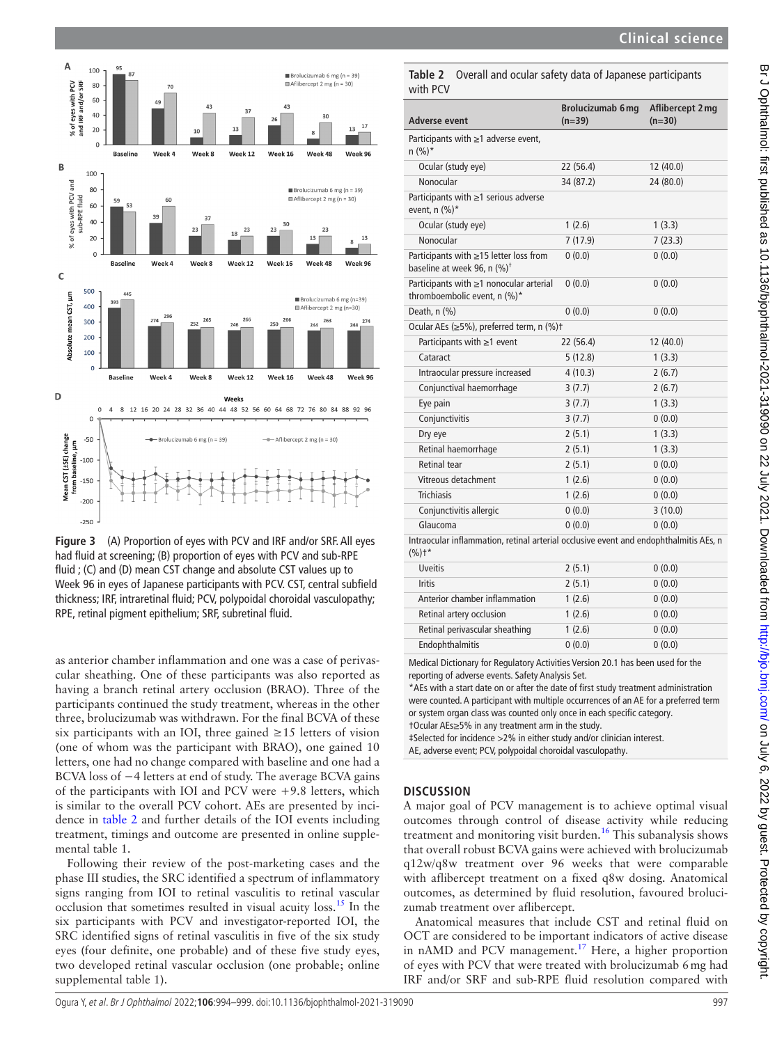Figure 3 (A) Proportion of eyes with PCV and IRF and/or SRF. All eyes had fluid at screening; (B) proportion of eyes with PCV and sub-RPE fluid ; (C) and (D) mean CST change and absolute CST values up to Week 96 in eyes of Japanese participants with PCV. CST, central subfield thickness; IRF, intraretinal fluid; PCV, polypoidal choroidal vasculopathy; RPE, retinal pigment epithelium; SRF, subretinal fluid.

as anterior chamber inflammation and one was a case of perivascular sheathing. One of these participants was also reported as having a branch retinal artery occlusion (BRAO). Three of the participants continued the study treatment, whereas in the other three, brolucizumab was withdrawn. For the final BCVA of these six participants with an IOI, three gained ≥15 letters of vision (one of whom was the participant with BRAO), one gained 10 letters, one had no change compared with baseline and one had a BCVA loss of −4 letters at end of study. The average BCVA gains of the participants with IOI and PCV were +9.8 letters, which is similar to the overall PCV cohort. AEs are presented by incidence in table 2 and further details of the IOI events including treatment, timings and outcome are presented in online supplemental table 1.

Following their review of the post-marketing cases and the phase III studies, the SRC identified a spectrum of inflammatory signs ranging from IOI to retinal vasculitis to retinal vascular occlusion that sometimes resulted in visual acuity loss.[15] In the six participants with PCV and investigator-reported IOI, the SRC identified signs of retinal vasculitis in five of the six study eyes (four definite, one probable) and of these five study eyes, two developed retinal vascular occlusion (one probable; online supplemental table 1).

**Table 2** Overall and ocular safety data of Japanese participants with PCV

| Adverse event | Brolucizumab 6 mg (n=39) | Aflibercept 2 mg (n=30) |
|---|---|---|
| Participants with ≥1 adverse event, n (%)* | | |
| Ocular (study eye) | 22 (56.4) | 12 (40.0) |
| Nonocular | 34 (87.2) | 24 (80.0) |
| Participants with ≥1 serious adverse event, n (%)* | | |
| Ocular (study eye) | 1 (2.6) | 1 (3.3) |
| Nonocular | 7 (17.9) | 7 (23.3) |
| Participants with ≥15 letter loss from baseline at week 96, n (%)† | 0 (0.0) | 0 (0.0) |
| Participants with ≥1 nonocular arterial thromboembolic event, n (%)* | 0 (0.0) | 0 (0.0) |
| Death, n (%) | 0 (0.0) | 0 (0.0) |
| Ocular AEs (≥5%), preferred term, n (%)† | | |
| Participants with ≥1 event | 22 (56.4) | 12 (40.0) |
| Cataract | 5 (12.8) | 1 (3.3) |
| Intraocular pressure increased | 4 (10.3) | 2 (6.7) |
| Conjunctival haemorrhage | 3 (7.7) | 2 (6.7) |
| Eye pain | 3 (7.7) | 1 (3.3) |
| Conjunctivitis | 3 (7.7) | 0 (0.0) |
| Dry eye | 2 (5.1) | 1 (3.3) |
| Retinal haemorrhage | 2 (5.1) | 1 (3.3) |
| Retinal tear | 2 (5.1) | 0 (0.0) |
| Vitreous detachment | 1 (2.6) | 0 (0.0) |
| Trichiasis | 1 (2.6) | 0 (0.0) |
| Conjunctivitis allergic | 0 (0.0) | 3 (10.0) |
| Glaucoma | 0 (0.0) | 0 (0.0) |
| Intraocular inflammation, retinal arterial occlusive event and endophthalmitis AEs, n (%)‡* | | |
| Uveitis | 2 (5.1) | 0 (0.0) |
| Iritis | 2 (5.1) | 0 (0.0) |
| Anterior chamber inflammation | 1 (2.6) | 0 (0.0) |
| Retinal artery occlusion | 1 (2.6) | 0 (0.0) |
| Retinal perivascular sheathing | 1 (2.6) | 0 (0.0) |
| Endophthalmitis | 0 (0.0) | 0 (0.0) |

Medical Dictionary for Regulatory Activities Version 20.1 has been used for the reporting of adverse events. Safety Analysis Set.
*AEs with a start date on or after the date of first study treatment administration were counted. A participant with multiple occurrences of an AE for a preferred term or system organ class was counted only once in each specific category.
†Ocular AEs≥5% in any treatment arm in the study.
‡Selected for incidence >2% in either study and/or clinician interest.
AE, adverse event; PCV, polypoidal choroidal vasculopathy.

## DISCUSSION

A major goal of PCV management is to achieve optimal visual outcomes through control of disease activity while reducing treatment and monitoring visit burden.[16] This subanalysis shows that overall robust BCVA gains were achieved with brolucizumab q12w/q8w treatment over 96 weeks that were comparable with aflibercept treatment on a fixed q8w dosing. Anatomical outcomes, as determined by fluid resolution, favoured brolucizumab treatment over aflibercept.

Anatomical measures that include CST and retinal fluid on OCT are considered to be important indicators of active disease in nAMD and PCV management.[17] Here, a higher proportion of eyes with PCV that were treated with brolucizumab 6 mg had IRF and/or SRF and sub-RPE fluid resolution compared with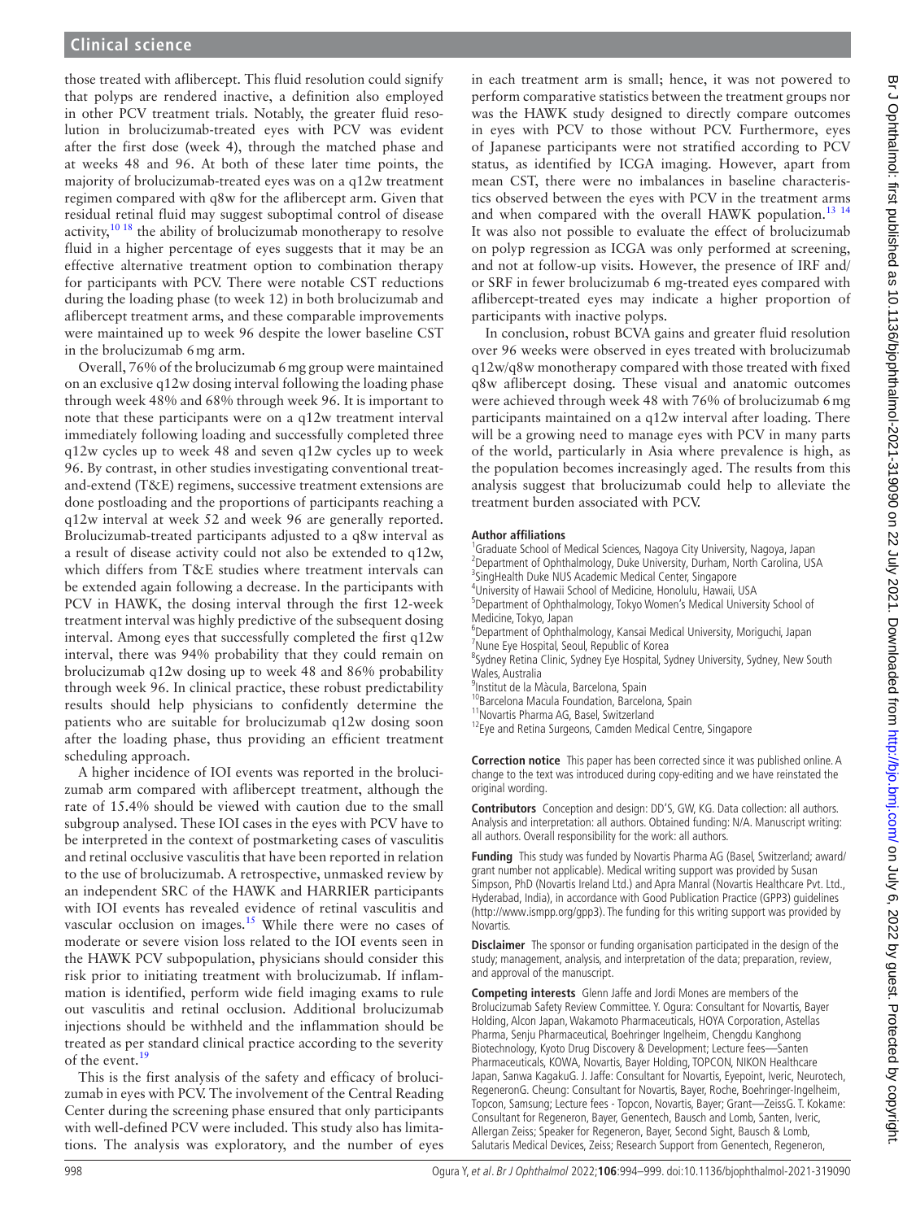those treated with aflibercept. This fluid resolution could signify that polyps are rendered inactive, a definition also employed in other PCV treatment trials. Notably, the greater fluid resolution in brolucizumab-treated eyes with PCV was evident after the first dose (week 4), through the matched phase and at weeks 48 and 96. At both of these later time points, the majority of brolucizumab-treated eyes was on a q12w treatment regimen compared with q8w for the aflibercept arm. Given that residual retinal fluid may suggest suboptimal control of disease activity,[10 18] the ability of brolucizumab monotherapy to resolve fluid in a higher percentage of eyes suggests that it may be an effective alternative treatment option to combination therapy for participants with PCV. There were notable CST reductions during the loading phase (to week 12) in both brolucizumab and aflibercept treatment arms, and these comparable improvements were maintained up to week 96 despite the lower baseline CST in the brolucizumab 6 mg arm.

Overall, 76% of the brolucizumab 6 mg group were maintained on an exclusive q12w dosing interval following the loading phase through week 48% and 68% through week 96. It is important to note that these participants were on a q12w treatment interval immediately following loading and successfully completed three q12w cycles up to week 48 and seven q12w cycles up to week 96. By contrast, in other studies investigating conventional treat-and-extend (T&E) regimens, successive treatment extensions are done postloading and the proportions of participants reaching a q12w interval at week 52 and week 96 are generally reported. Brolucizumab-treated participants adjusted to a q8w interval as a result of disease activity could not also be extended to q12w, which differs from T&E studies where treatment intervals can be extended again following a decrease. In the participants with PCV in HAWK, the dosing interval through the first 12-week treatment interval was highly predictive of the subsequent dosing interval. Among eyes that successfully completed the first q12w interval, there was 94% probability that they could remain on brolucizumab q12w dosing up to week 48 and 86% probability through week 96. In clinical practice, these robust predictability results should help physicians to confidently determine the patients who are suitable for brolucizumab q12w dosing soon after the loading phase, thus providing an efficient treatment scheduling approach.

A higher incidence of IOI events was reported in the brolucizumab arm compared with aflibercept treatment, although the rate of 15.4% should be viewed with caution due to the small subgroup analysed. These IOI cases in the eyes with PCV have to be interpreted in the context of postmarketing cases of vasculitis and retinal occlusive vasculitis that have been reported in relation to the use of brolucizumab. A retrospective, unmasked review by an independent SRC of the HAWK and HARRIER participants with IOI events has revealed evidence of retinal vasculitis and vascular occlusion on images.[15] While there were no cases of moderate or severe vision loss related to the IOI events seen in the HAWK PCV subpopulation, physicians should consider this risk prior to initiating treatment with brolucizumab. If inflammation is identified, perform wide field imaging exams to rule out vasculitis and retinal occlusion. Additional brolucizumab injections should be withheld and the inflammation should be treated as per standard clinical practice according to the severity of the event.[19]

This is the first analysis of the safety and efficacy of brolucizumab in eyes with PCV. The involvement of the Central Reading Center during the screening phase ensured that only participants with well-defined PCV were included. This study also has limitations. The analysis was exploratory, and the number of eyes in each treatment arm is small; hence, it was not powered to perform comparative statistics between the treatment groups nor was the HAWK study designed to directly compare outcomes in eyes with PCV to those without PCV. Furthermore, eyes of Japanese participants were not stratified according to PCV status, as identified by ICGA imaging. However, apart from mean CST, there were no imbalances in baseline characteristics observed between the eyes with PCV in the treatment arms and when compared with the overall HAWK population.[13 14] It was also not possible to evaluate the effect of brolucizumab on polyp regression as ICGA was only performed at screening, and not at follow-up visits. However, the presence of IRF and/or SRF in fewer brolucizumab 6 mg-treated eyes compared with aflibercept-treated eyes may indicate a higher proportion of participants with inactive polyps.

In conclusion, robust BCVA gains and greater fluid resolution over 96 weeks were observed in eyes treated with brolucizumab q12w/q8w monotherapy compared with those treated with fixed q8w aflibercept dosing. These visual and anatomic outcomes were achieved through week 48 with 76% of brolucizumab 6 mg participants maintained on a q12w interval after loading. There will be a growing need to manage eyes with PCV in many parts of the world, particularly in Asia where prevalence is high, as the population becomes increasingly aged. The results from this analysis suggest that brolucizumab could help to alleviate the treatment burden associated with PCV.

**Author affiliations**

[1]Graduate School of Medical Sciences, Nagoya City University, Nagoya, Japan
[2]Department of Ophthalmology, Duke University, Durham, North Carolina, USA
[3]SingHealth Duke NUS Academic Medical Center, Singapore
[4]University of Hawaii School of Medicine, Honolulu, Hawaii, USA
[5]Department of Ophthalmology, Tokyo Women's Medical University School of Medicine, Tokyo, Japan
[6]Department of Ophthalmology, Kansai Medical University, Moriguchi, Japan
[7]Nune Eye Hospital, Seoul, Republic of Korea
[8]Sydney Retina Clinic, Sydney Eye Hospital, Sydney University, Sydney, New South Wales, Australia
[9]Institut de la Màcula, Barcelona, Spain
[10]Barcelona Macula Foundation, Barcelona, Spain
[11]Novartis Pharma AG, Basel, Switzerland
[12]Eye and Retina Surgeons, Camden Medical Centre, Singapore

**Correction notice** This paper has been corrected since it was published online. A change to the text was introduced during copy-editing and we have reinstated the original wording.

**Contributors** Conception and design: DD'S, GW, KG. Data collection: all authors. Analysis and interpretation: all authors. Obtained funding: N/A. Manuscript writing: all authors. Overall responsibility for the work: all authors.

**Funding** This study was funded by Novartis Pharma AG (Basel, Switzerland; award/grant number not applicable). Medical writing support was provided by Susan Simpson, PhD (Novartis Ireland Ltd.) and Apra Manral (Novartis Healthcare Pvt. Ltd., Hyderabad, India), in accordance with Good Publication Practice (GPP3) guidelines (http://www.ismpp.org/gpp3). The funding for this writing support was provided by Novartis.

**Disclaimer** The sponsor or funding organisation participated in the design of the study; management, analysis, and interpretation of the data; preparation, review, and approval of the manuscript.

**Competing interests** Glenn Jaffe and Jordi Mones are members of the Brolucizumab Safety Review Committee. Y. Ogura: Consultant for Novartis, Bayer Holding, Alcon Japan, Wakamoto Pharmaceuticals, HOYA Corporation, Astellas Pharma, Senju Pharmaceutical, Boehringer Ingelheim, Chengdu Kanghong Biotechnology, Kyoto Drug Discovery & Development; Lecture fees—Santen Pharmaceuticals, KOWA, Novartis, Bayer Holding, TOPCON, NIKON Healthcare Japan, Sanwa KagakuG. J. Jaffe: Consultant for Novartis, Eyepoint, Iveric, Neurotech, RegeneronG. Cheung: Consultant for Novartis, Bayer, Roche, Boehringer-Ingelheim, Topcon, Samsung; Lecture fees - Topcon, Novartis, Bayer; Grant—ZeissG. T. Kokame: Consultant for Regeneron, Bayer, Genentech, Bausch and Lomb, Santen, Iveric, Allergan Zeiss; Speaker for Regeneron, Bayer, Second Sight, Bausch & Lomb, Salutaris Medical Devices, Zeiss; Research Support from Genentech, Regeneron,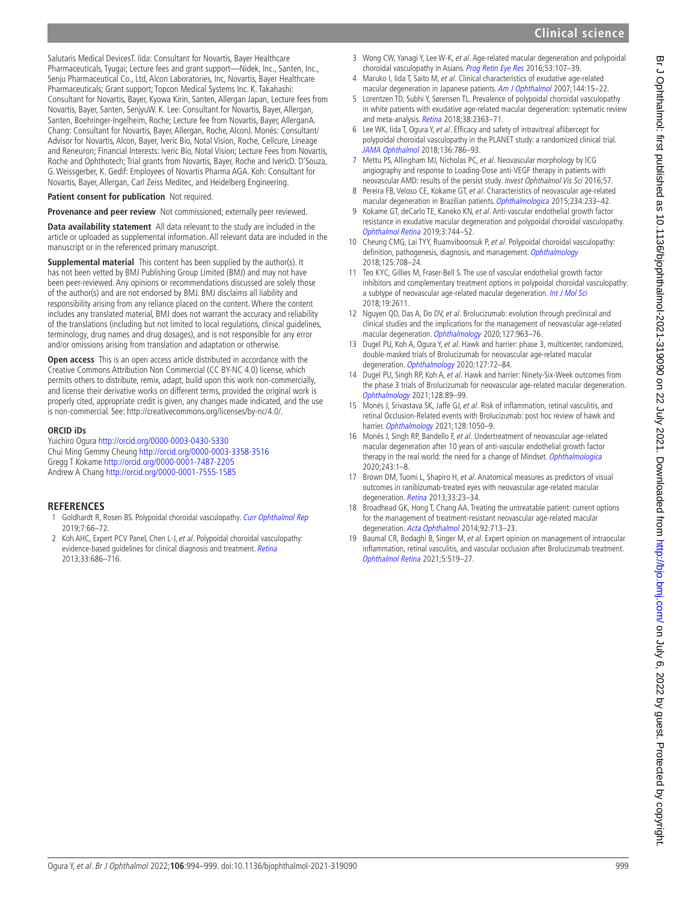Salutaris Medical DevicesT. Iida: Consultant for Novartis, Bayer Healthcare Pharmaceuticals, Tyugai; Lecture fees and grant support—Nidek, Inc., Santen, Inc., Senju Pharmaceutical Co., Ltd, Alcon Laboratories, Inc, Novartis, Bayer Healthcare Pharmaceuticals; Grant support; Topcon Medical Systems Inc. K. Takahashi: Consultant for Novartis, Bayer, Kyowa Kirin, Santen, Allergan Japan, Lecture fees from Novartis, Bayer, Santen, SenjyuW. K. Lee: Consultant for Novartis, Bayer, Allergan, Santen, Boehringer-Ingelheim, Roche; Lecture fee from Novartis, Bayer, AllerganA. Chang: Consultant for Novartis, Bayer, Allergan, Roche, AlconJ. Monés: Consultant/Advisor for Novartis, Alcon, Bayer, Iveric Bio, Notal Vision, Roche, Cellcure, Lineage and Reneuron; Financial Interests: Iveric Bio, Notal Vision; Lecture Fees from Novartis, Roche and Ophthotech; Trial grants from Novartis, Bayer, Roche and IvericD. D'Souza, G. Weissgerber, K. Gedif: Employees of Novartis Pharma AGA. Koh: Consultant for Novartis, Bayer, Allergan, Carl Zeiss Meditec, and Heidelberg Engineering.

**Patient consent for publication** Not required.

**Provenance and peer review** Not commissioned; externally peer reviewed.

**Data availability statement** All data relevant to the study are included in the article or uploaded as supplemental information. All relevant data are included in the manuscript or in the referenced primary manuscript.

**Supplemental material** This content has been supplied by the author(s). It has not been vetted by BMJ Publishing Group Limited (BMJ) and may not have been peer-reviewed. Any opinions or recommendations discussed are solely those of the author(s) and are not endorsed by BMJ. BMJ disclaims all liability and responsibility arising from any reliance placed on the content. Where the content includes any translated material, BMJ does not warrant the accuracy and reliability of the translations (including but not limited to local regulations, clinical guidelines, terminology, drug names and drug dosages), and is not responsible for any error and/or omissions arising from translation and adaptation or otherwise.

**Open access** This is an open access article distributed in accordance with the Creative Commons Attribution Non Commercial (CC BY-NC 4.0) license, which permits others to distribute, remix, adapt, build upon this work non-commercially, and license their derivative works on different terms, provided the original work is properly cited, appropriate credit is given, any changes made indicated, and the use is non-commercial. See: http://creativecommons.org/licenses/by-nc/4.0/.

**ORCID iDs**

Yuichiro Ogura http://orcid.org/0000-0003-0430-5330
Chui Ming Gemmy Cheung http://orcid.org/0000-0003-3358-3516
Gregg T Kokame http://orcid.org/0000-0001-7487-2205
Andrew A Chang http://orcid.org/0000-0001-7555-1585

## REFERENCES

1. Goldhardt R, Rosen BS. Polypoidal choroidal vasculopathy. *Curr Ophthalmol Rep* 2019;7:66–72.
2. Koh AHC, Expert PCV Panel, Chen L-J, *et al*. Polypoidal choroidal vasculopathy: evidence-based guidelines for clinical diagnosis and treatment. *Retina* 2013;33:686–716.
3. Wong CW, Yanagi Y, Lee W-K, *et al*. Age-related macular degeneration and polypoidal choroidal vasculopathy in Asians. *Prog Retin Eye Res* 2016;53:107–39.
4. Maruko I, Iida T, Saito M, *et al*. Clinical characteristics of exudative age-related macular degeneration in Japanese patients. *Am J Ophthalmol* 2007;144:15–22.
5. Lorentzen TD, Subhi Y, Sørensen TL. Prevalence of polypoidal choroidal vasculopathy in white patients with exudative age-related macular degeneration: systematic review and meta-analysis. *Retina* 2018;38:2363–71.
6. Lee WK, Iida T, Ogura Y, *et al*. Efficacy and safety of intravitreal aflibercept for polypoidal choroidal vasculopathy in the PLANET study: a randomized clinical trial. *JAMA Ophthalmol* 2018;136:786–93.
7. Mettu PS, Allingham MJ, Nicholas PC, *et al*. Neovascular morphology by ICG angiography and response to Loading-Dose anti-VEGF therapy in patients with neovascular AMD: results of the persist study. *Invest Ophthalmol Vis Sci* 2016;57.
8. Pereira FB, Veloso CE, Kokame GT, *et al*. Characteristics of neovascular age-related macular degeneration in Brazilian patients. *Ophthalmologica* 2015;234:233–42.
9. Kokame GT, deCarlo TE, Kaneko KN, *et al*. Anti-vascular endothelial growth factor resistance in exudative macular degeneration and polypoidal choroidal vasculopathy. *Ophthalmol Retina* 2019;3:744–52.
10. Cheung CMG, Lai TYY, Ruamviboonsuk P, *et al*. Polypoidal choroidal vasculopathy: definition, pathogenesis, diagnosis, and management. *Ophthalmology* 2018;125:708–24.
11. Teo KYC, Gillies M, Fraser-Bell S. The use of vascular endothelial growth factor inhibitors and complementary treatment options in polypoidal choroidal vasculopathy: a subtype of neovascular age-related macular degeneration. *Int J Mol Sci* 2018;19:2611.
12. Nguyen QD, Das A, Do DV, *et al*. Brolucizumab: evolution through preclinical and clinical studies and the implications for the management of neovascular age-related macular degeneration. *Ophthalmology* 2020;127:963–76.
13. Dugel PU, Koh A, Ogura Y, *et al*. Hawk and harrier: phase 3, multicenter, randomized, double-masked trials of Brolucizumab for neovascular age-related macular degeneration. *Ophthalmology* 2020;127:72–84.
14. Dugel PU, Singh RP, Koh A, *et al*. Hawk and harrier: Ninety-Six-Week outcomes from the phase 3 trials of Brolucizumab for neovascular age-related macular degeneration. *Ophthalmology* 2021;128:89–99.
15. Monés J, Srivastava SK, Jaffe GJ, *et al*. Risk of inflammation, retinal vasculitis, and retinal Occlusion-Related events with Brolucizumab: post hoc review of hawk and harrier. *Ophthalmology* 2021;128:1050–9.
16. Monés J, Singh RP, Bandello F, *et al*. Undertreatment of neovascular age-related macular degeneration after 10 years of anti-vascular endothelial growth factor therapy in the real world: the need for a change of Mindset. *Ophthalmologica* 2020;243:1–8.
17. Brown DM, Tuomi L, Shapiro H, *et al*. Anatomical measures as predictors of visual outcomes in ranibizumab-treated eyes with neovascular age-related macular degeneration. *Retina* 2013;33:23–34.
18. Broadhead GK, Hong T, Chang AA. Treating the untreatable patient: current options for the management of treatment-resistant neovascular age-related macular degeneration. *Acta Ophthalmol* 2014;92:713–23.
19. Baumal CR, Bodaghi B, Singer M, *et al*. Expert opinion on management of intraocular inflammation, retinal vasculitis, and vascular occlusion after Brolucizumab treatment. *Ophthalmol Retina* 2021;5:519–27.